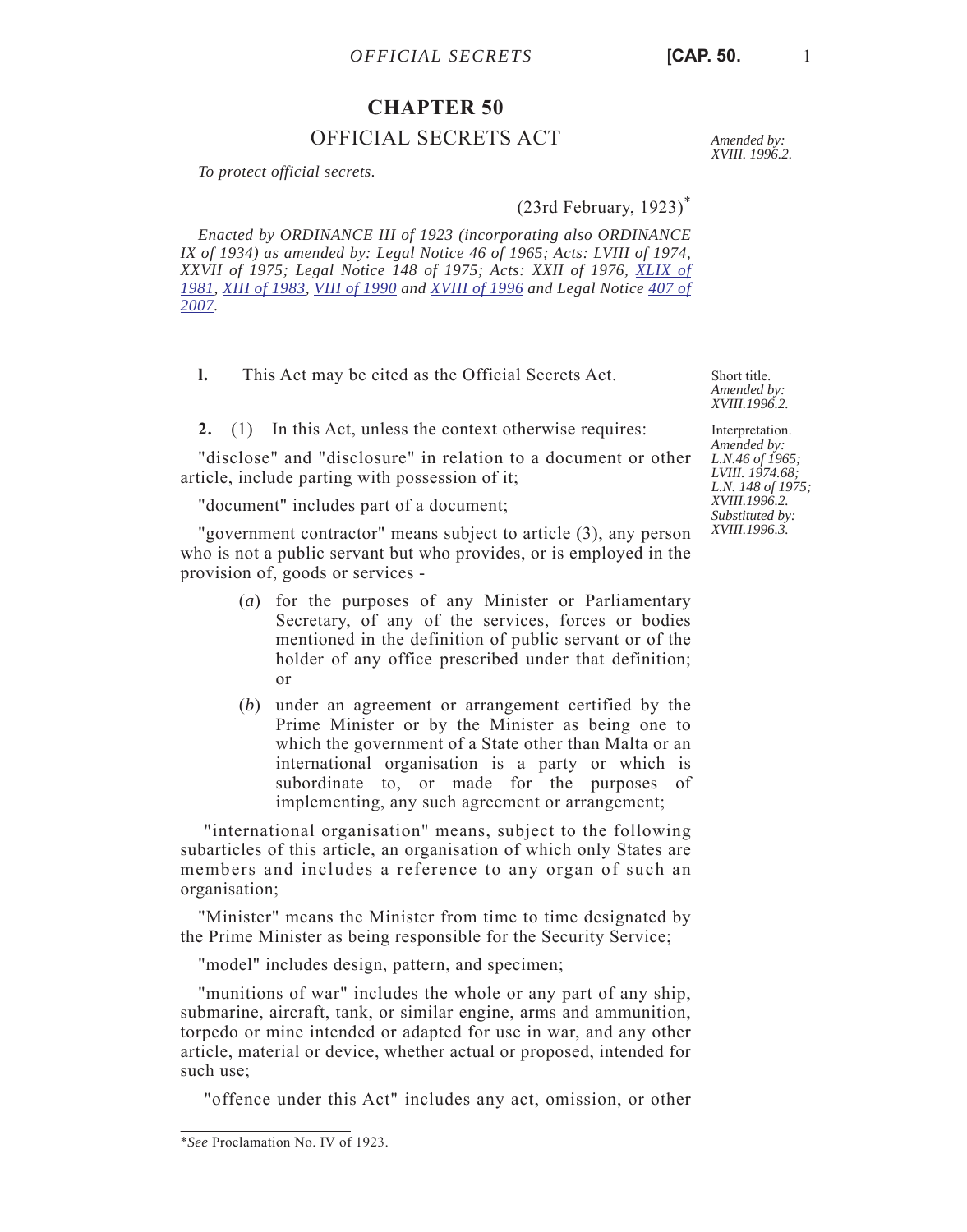# CHAPTER 50

## OFFICIAL SECRETS ACT

*Amended by: XVIII. 1996.2.*

*To protect official secrets.*

(23rd February, 1923)*

*Enacted by ORDINANCE III of 1923 (incorporating also ORDINANCE IX of 1934) as amended by: Legal Notice 46 of 1965; Acts: LVIII of 1974, XXVII of 1975; Legal Notice 148 of 1975; Acts: XXII of 1976, XLIX of 1981, XIII of 1983, VIII of 1990 and XVIII of 1996 and Legal Notice 407 of 2007.*

Short title. *Amended by: XVIII.1996.2.*

**l.** This Act may be cited as the Official Secrets Act.

Interpretation. *Amended by: L.N.46 of 1965; LVIII. 1974.68; L.N. 148 of 1975; XVIII.1996.2. Substituted by: XVIII.1996.3.*

**2.** (1) In this Act, unless the context otherwise requires:

"disclose" and "disclosure" in relation to a document or other article, include parting with possession of it;

"document" includes part of a document;

"government contractor" means subject to article (3), any person who is not a public servant but who provides, or is employed in the provision of, goods or services -

(*a*) for the purposes of any Minister or Parliamentary Secretary, of any of the services, forces or bodies mentioned in the definition of public servant or of the holder of any office prescribed under that definition; or

(*b*) under an agreement or arrangement certified by the Prime Minister or by the Minister as being one to which the government of a State other than Malta or an international organisation is a party or which is subordinate to, or made for the purposes of implementing, any such agreement or arrangement;

"international organisation" means, subject to the following subarticles of this article, an organisation of which only States are members and includes a reference to any organ of such an organisation;

"Minister" means the Minister from time to time designated by the Prime Minister as being responsible for the Security Service;

"model" includes design, pattern, and specimen;

"munitions of war" includes the whole or any part of any ship, submarine, aircraft, tank, or similar engine, arms and ammunition, torpedo or mine intended or adapted for use in war, and any other article, material or device, whether actual or proposed, intended for such use;

"offence under this Act" includes any act, omission, or other

*\*See* Proclamation No. IV of 1923.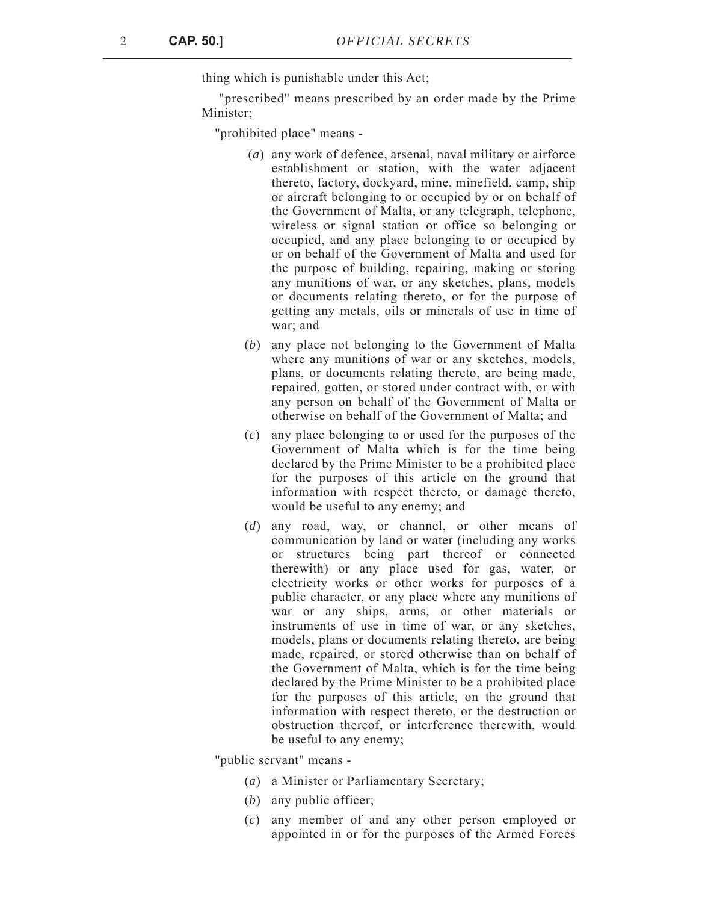thing which is punishable under this Act;

"prescribed" means prescribed by an order made by the Prime Minister;

"prohibited place" means -

(*a*) any work of defence, arsenal, naval military or airforce establishment or station, with the water adjacent thereto, factory, dockyard, mine, minefield, camp, ship or aircraft belonging to or occupied by or on behalf of the Government of Malta, or any telegraph, telephone, wireless or signal station or office so belonging or occupied, and any place belonging to or occupied by or on behalf of the Government of Malta and used for the purpose of building, repairing, making or storing any munitions of war, or any sketches, plans, models or documents relating thereto, or for the purpose of getting any metals, oils or minerals of use in time of war; and

(*b*) any place not belonging to the Government of Malta where any munitions of war or any sketches, models, plans, or documents relating thereto, are being made, repaired, gotten, or stored under contract with, or with any person on behalf of the Government of Malta or otherwise on behalf of the Government of Malta; and

(*c*) any place belonging to or used for the purposes of the Government of Malta which is for the time being declared by the Prime Minister to be a prohibited place for the purposes of this article on the ground that information with respect thereto, or damage thereto, would be useful to any enemy; and

(*d*) any road, way, or channel, or other means of communication by land or water (including any works or structures being part thereof or connected therewith) or any place used for gas, water, or electricity works or other works for purposes of a public character, or any place where any munitions of war or any ships, arms, or other materials or instruments of use in time of war, or any sketches, models, plans or documents relating thereto, are being made, repaired, or stored otherwise than on behalf of the Government of Malta, which is for the time being declared by the Prime Minister to be a prohibited place for the purposes of this article, on the ground that information with respect thereto, or the destruction or obstruction thereof, or interference therewith, would be useful to any enemy;

"public servant" means -

(*a*) a Minister or Parliamentary Secretary;

(*b*) any public officer;

(*c*) any member of and any other person employed or appointed in or for the purposes of the Armed Forces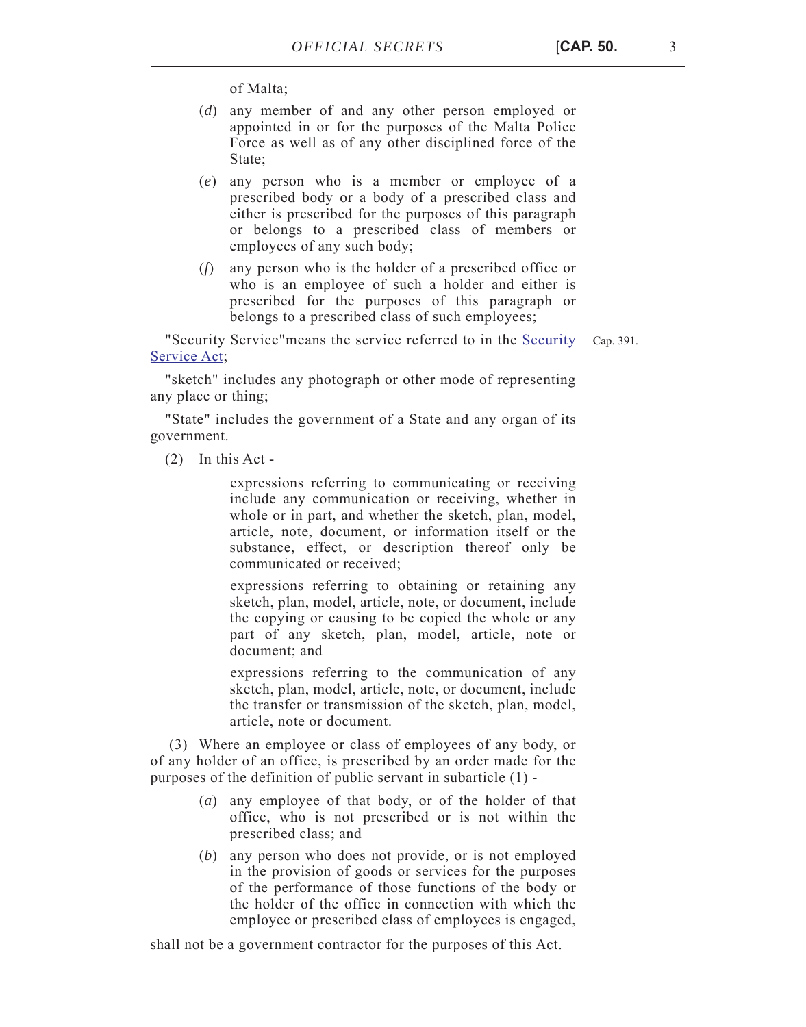of Malta;

(*d*) any member of and any other person employed or appointed in or for the purposes of the Malta Police Force as well as of any other disciplined force of the State;

(*e*) any person who is a member or employee of a prescribed body or a body of a prescribed class and either is prescribed for the purposes of this paragraph or belongs to a prescribed class of members or employees of any such body;

(*f*) any person who is the holder of a prescribed office or who is an employee of such a holder and either is prescribed for the purposes of this paragraph or belongs to a prescribed class of such employees;

"Security Service"means the service referred to in the Security Service Act; Cap. 391.

"sketch" includes any photograph or other mode of representing any place or thing;

"State" includes the government of a State and any organ of its government.

(2) In this Act -

expressions referring to communicating or receiving include any communication or receiving, whether in whole or in part, and whether the sketch, plan, model, article, note, document, or information itself or the substance, effect, or description thereof only be communicated or received;

expressions referring to obtaining or retaining any sketch, plan, model, article, note, or document, include the copying or causing to be copied the whole or any part of any sketch, plan, model, article, note or document; and

expressions referring to the communication of any sketch, plan, model, article, note, or document, include the transfer or transmission of the sketch, plan, model, article, note or document.

(3) Where an employee or class of employees of any body, or of any holder of an office, is prescribed by an order made for the purposes of the definition of public servant in subarticle (1) -

(*a*) any employee of that body, or of the holder of that office, who is not prescribed or is not within the prescribed class; and

(*b*) any person who does not provide, or is not employed in the provision of goods or services for the purposes of the performance of those functions of the body or the holder of the office in connection with which the employee or prescribed class of employees is engaged,

shall not be a government contractor for the purposes of this Act.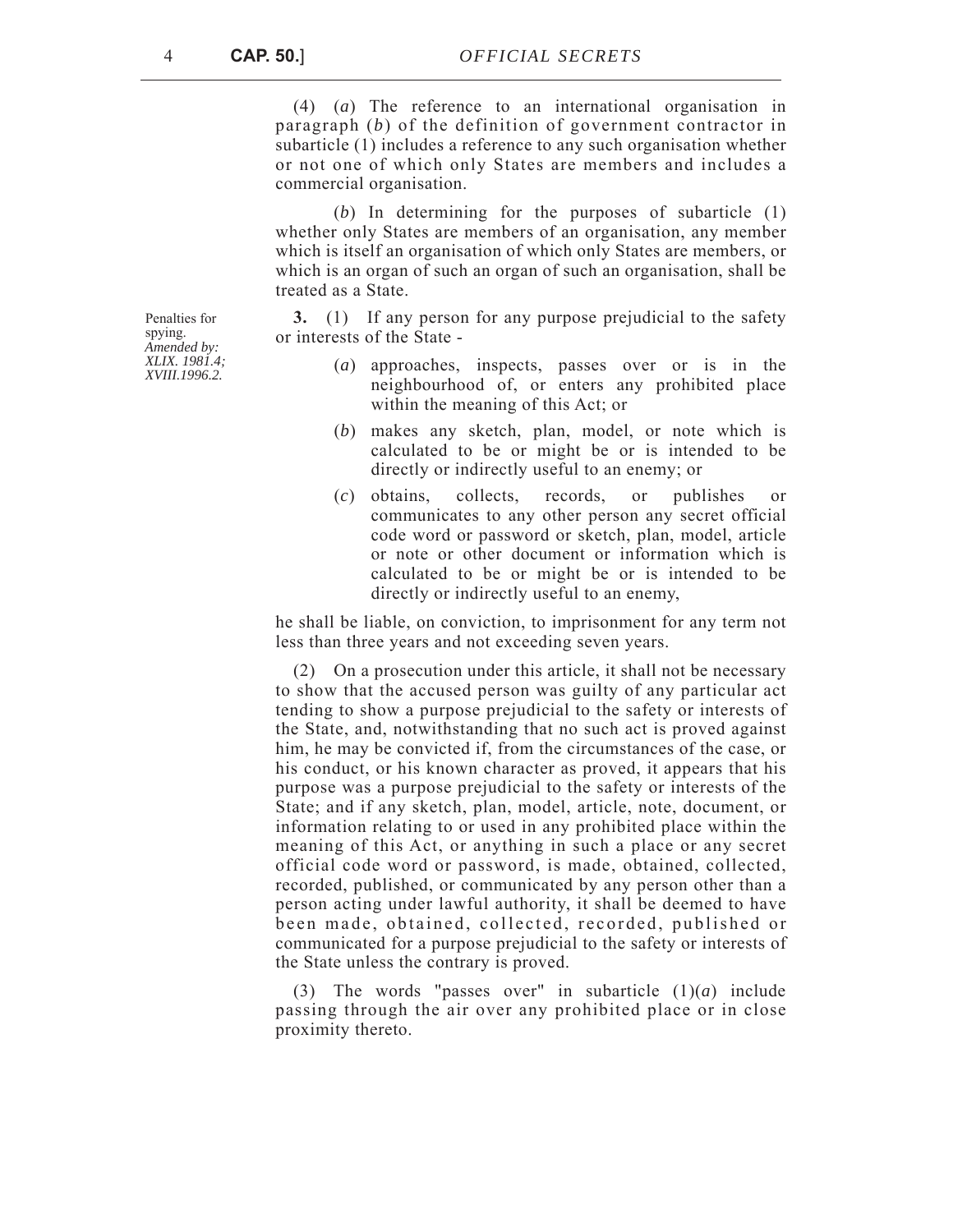(4) (*a*) The reference to an international organisation in paragraph (*b*) of the definition of government contractor in subarticle (1) includes a reference to any such organisation whether or not one of which only States are members and includes a commercial organisation.

(*b*) In determining for the purposes of subarticle (1) whether only States are members of an organisation, any member which is itself an organisation of which only States are members, or which is an organ of such an organ of such an organisation, shall be treated as a State.

Penalties for spying.
*Amended by: XLIX. 1981.4; XVIII.1996.2.*

**3.** (1) If any person for any purpose prejudicial to the safety or interests of the State -

(*a*) approaches, inspects, passes over or is in the neighbourhood of, or enters any prohibited place within the meaning of this Act; or

(*b*) makes any sketch, plan, model, or note which is calculated to be or might be or is intended to be directly or indirectly useful to an enemy; or

(*c*) obtains, collects, records, or publishes or communicates to any other person any secret official code word or password or sketch, plan, model, article or note or other document or information which is calculated to be or might be or is intended to be directly or indirectly useful to an enemy,

he shall be liable, on conviction, to imprisonment for any term not less than three years and not exceeding seven years.

(2) On a prosecution under this article, it shall not be necessary to show that the accused person was guilty of any particular act tending to show a purpose prejudicial to the safety or interests of the State, and, notwithstanding that no such act is proved against him, he may be convicted if, from the circumstances of the case, or his conduct, or his known character as proved, it appears that his purpose was a purpose prejudicial to the safety or interests of the State; and if any sketch, plan, model, article, note, document, or information relating to or used in any prohibited place within the meaning of this Act, or anything in such a place or any secret official code word or password, is made, obtained, collected, recorded, published, or communicated by any person other than a person acting under lawful authority, it shall be deemed to have been made, obtained, collected, recorded, published or communicated for a purpose prejudicial to the safety or interests of the State unless the contrary is proved.

(3) The words "passes over" in subarticle (1)(*a*) include passing through the air over any prohibited place or in close proximity thereto.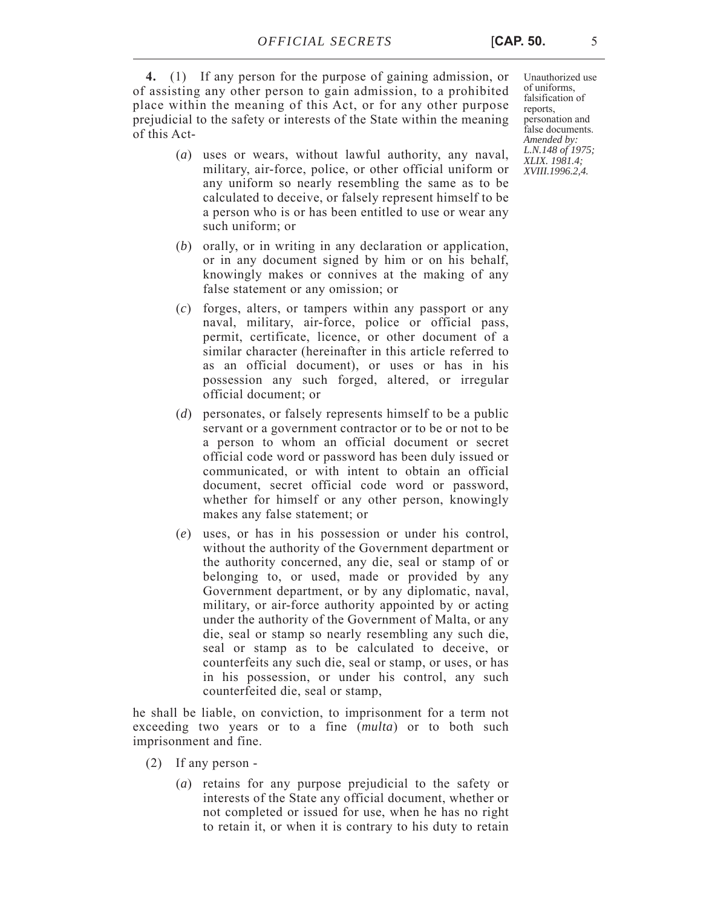Unauthorized use of uniforms, falsification of reports, personation and false documents.
*Amended by: L.N.148 of 1975; XLIX. 1981.4; XVIII.1996.2,4.*

**4.** (1) If any person for the purpose of gaining admission, or of assisting any other person to gain admission, to a prohibited place within the meaning of this Act, or for any other purpose prejudicial to the safety or interests of the State within the meaning of this Act-

(*a*) uses or wears, without lawful authority, any naval, military, air-force, police, or other official uniform or any uniform so nearly resembling the same as to be calculated to deceive, or falsely represent himself to be a person who is or has been entitled to use or wear any such uniform; or

(*b*) orally, or in writing in any declaration or application, or in any document signed by him or on his behalf, knowingly makes or connives at the making of any false statement or any omission; or

(*c*) forges, alters, or tampers within any passport or any naval, military, air-force, police or official pass, permit, certificate, licence, or other document of a similar character (hereinafter in this article referred to as an official document), or uses or has in his possession any such forged, altered, or irregular official document; or

(*d*) personates, or falsely represents himself to be a public servant or a government contractor or to be or not to be a person to whom an official document or secret official code word or password has been duly issued or communicated, or with intent to obtain an official document, secret official code word or password, whether for himself or any other person, knowingly makes any false statement; or

(*e*) uses, or has in his possession or under his control, without the authority of the Government department or the authority concerned, any die, seal or stamp of or belonging to, or used, made or provided by any Government department, or by any diplomatic, naval, military, or air-force authority appointed by or acting under the authority of the Government of Malta, or any die, seal or stamp so nearly resembling any such die, seal or stamp as to be calculated to deceive, or counterfeits any such die, seal or stamp, or uses, or has in his possession, or under his control, any such counterfeited die, seal or stamp,

he shall be liable, on conviction, to imprisonment for a term not exceeding two years or to a fine (*multa*) or to both such imprisonment and fine.

(2) If any person -

(*a*) retains for any purpose prejudicial to the safety or interests of the State any official document, whether or not completed or issued for use, when he has no right to retain it, or when it is contrary to his duty to retain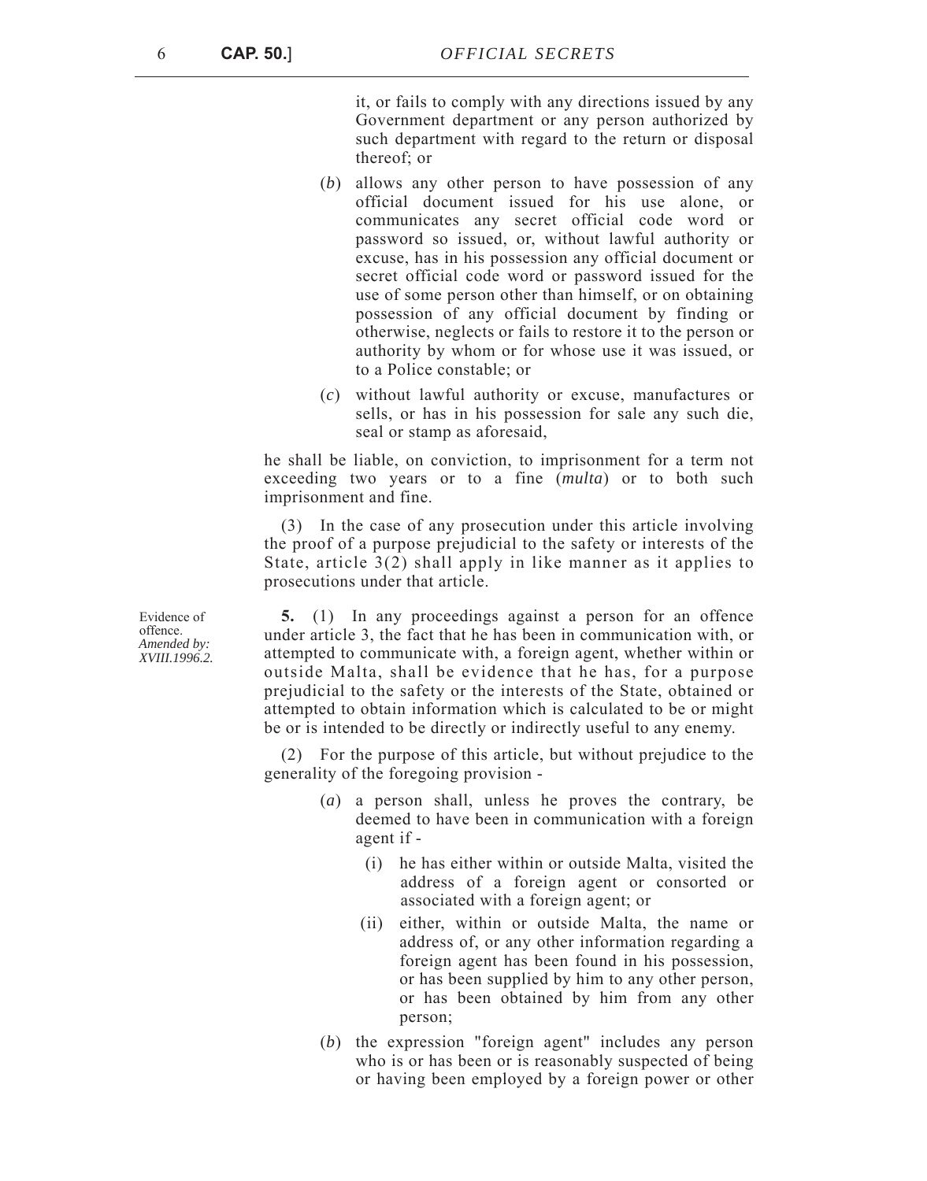it, or fails to comply with any directions issued by any Government department or any person authorized by such department with regard to the return or disposal thereof; or

(*b*) allows any other person to have possession of any official document issued for his use alone, or communicates any secret official code word or password so issued, or, without lawful authority or excuse, has in his possession any official document or secret official code word or password issued for the use of some person other than himself, or on obtaining possession of any official document by finding or otherwise, neglects or fails to restore it to the person or authority by whom or for whose use it was issued, or to a Police constable; or

(*c*) without lawful authority or excuse, manufactures or sells, or has in his possession for sale any such die, seal or stamp as aforesaid,

he shall be liable, on conviction, to imprisonment for a term not exceeding two years or to a fine (*multa*) or to both such imprisonment and fine.

(3) In the case of any prosecution under this article involving the proof of a purpose prejudicial to the safety or interests of the State, article 3(2) shall apply in like manner as it applies to prosecutions under that article.

Evidence of offence.
*Amended by: XVIII.1996.2.*

**5.** (1) In any proceedings against a person for an offence under article 3, the fact that he has been in communication with, or attempted to communicate with, a foreign agent, whether within or outside Malta, shall be evidence that he has, for a purpose prejudicial to the safety or the interests of the State, obtained or attempted to obtain information which is calculated to be or might be or is intended to be directly or indirectly useful to any enemy.

(2) For the purpose of this article, but without prejudice to the generality of the foregoing provision -

(*a*) a person shall, unless he proves the contrary, be deemed to have been in communication with a foreign agent if -

(i) he has either within or outside Malta, visited the address of a foreign agent or consorted or associated with a foreign agent; or

(ii) either, within or outside Malta, the name or address of, or any other information regarding a foreign agent has been found in his possession, or has been supplied by him to any other person, or has been obtained by him from any other person;

(*b*) the expression "foreign agent" includes any person who is or has been or is reasonably suspected of being or having been employed by a foreign power or other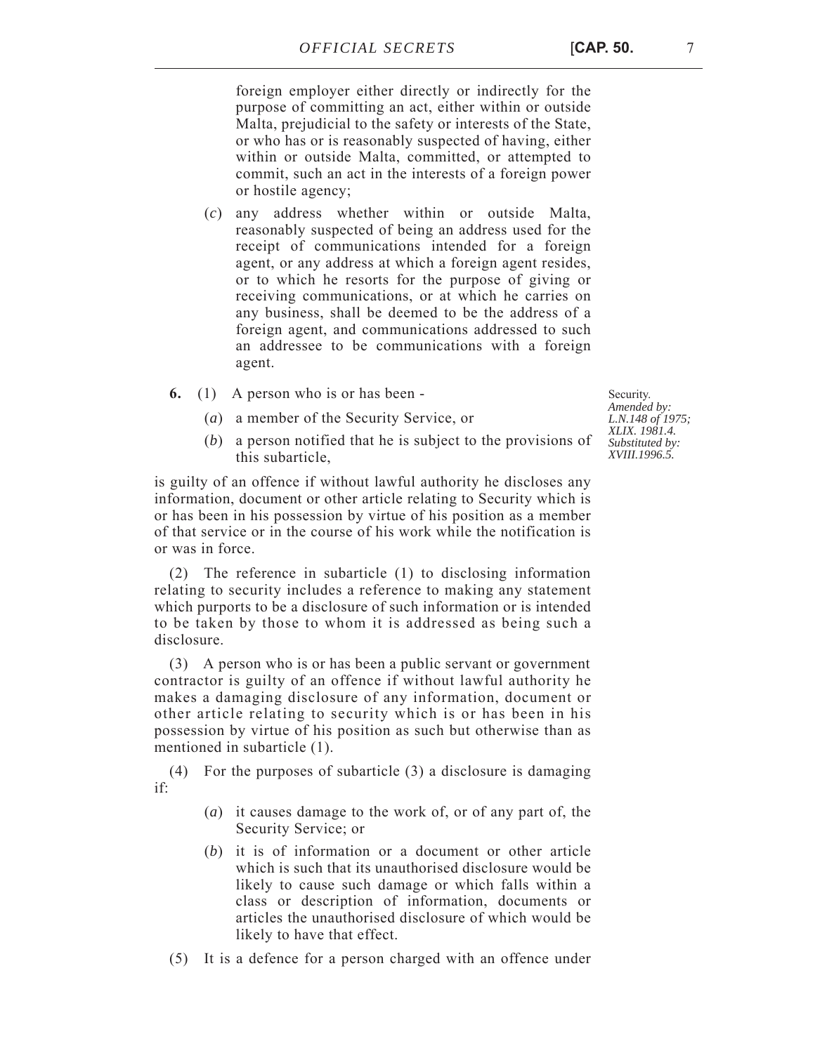foreign employer either directly or indirectly for the purpose of committing an act, either within or outside Malta, prejudicial to the safety or interests of the State, or who has or is reasonably suspected of having, either within or outside Malta, committed, or attempted to commit, such an act in the interests of a foreign power or hostile agency;

(*c*) any address whether within or outside Malta, reasonably suspected of being an address used for the receipt of communications intended for a foreign agent, or any address at which a foreign agent resides, or to which he resorts for the purpose of giving or receiving communications, or at which he carries on any business, shall be deemed to be the address of a foreign agent, and communications addressed to such an addressee to be communications with a foreign agent.

Security.
*Amended by: L.N.148 of 1975; XLIX. 1981.4.*
*Substituted by: XVIII.1996.5.*

**6.** (1) A person who is or has been -

(*a*) a member of the Security Service, or

(*b*) a person notified that he is subject to the provisions of this subarticle,

is guilty of an offence if without lawful authority he discloses any information, document or other article relating to Security which is or has been in his possession by virtue of his position as a member of that service or in the course of his work while the notification is or was in force.

(2) The reference in subarticle (1) to disclosing information relating to security includes a reference to making any statement which purports to be a disclosure of such information or is intended to be taken by those to whom it is addressed as being such a disclosure.

(3) A person who is or has been a public servant or government contractor is guilty of an offence if without lawful authority he makes a damaging disclosure of any information, document or other article relating to security which is or has been in his possession by virtue of his position as such but otherwise than as mentioned in subarticle (1).

(4) For the purposes of subarticle (3) a disclosure is damaging if:

(*a*) it causes damage to the work of, or of any part of, the Security Service; or

(*b*) it is of information or a document or other article which is such that its unauthorised disclosure would be likely to cause such damage or which falls within a class or description of information, documents or articles the unauthorised disclosure of which would be likely to have that effect.

(5) It is a defence for a person charged with an offence under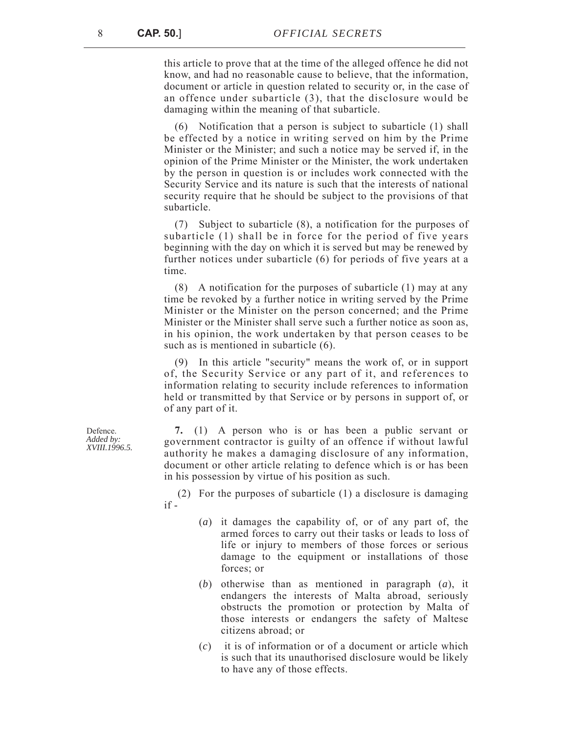this article to prove that at the time of the alleged offence he did not know, and had no reasonable cause to believe, that the information, document or article in question related to security or, in the case of an offence under subarticle (3), that the disclosure would be damaging within the meaning of that subarticle.

(6) Notification that a person is subject to subarticle (1) shall be effected by a notice in writing served on him by the Prime Minister or the Minister; and such a notice may be served if, in the opinion of the Prime Minister or the Minister, the work undertaken by the person in question is or includes work connected with the Security Service and its nature is such that the interests of national security require that he should be subject to the provisions of that subarticle.

(7) Subject to subarticle (8), a notification for the purposes of subarticle (1) shall be in force for the period of five years beginning with the day on which it is served but may be renewed by further notices under subarticle (6) for periods of five years at a time.

(8) A notification for the purposes of subarticle (1) may at any time be revoked by a further notice in writing served by the Prime Minister or the Minister on the person concerned; and the Prime Minister or the Minister shall serve such a further notice as soon as, in his opinion, the work undertaken by that person ceases to be such as is mentioned in subarticle (6).

(9) In this article "security" means the work of, or in support of, the Security Service or any part of it, and references to information relating to security include references to information held or transmitted by that Service or by persons in support of, or of any part of it.

Defence.
*Added by: XVIII.1996.5.*

**7.** (1) A person who is or has been a public servant or government contractor is guilty of an offence if without lawful authority he makes a damaging disclosure of any information, document or other article relating to defence which is or has been in his possession by virtue of his position as such.

(2) For the purposes of subarticle (1) a disclosure is damaging if -

(*a*) it damages the capability of, or of any part of, the armed forces to carry out their tasks or leads to loss of life or injury to members of those forces or serious damage to the equipment or installations of those forces; or

(*b*) otherwise than as mentioned in paragraph (*a*), it endangers the interests of Malta abroad, seriously obstructs the promotion or protection by Malta of those interests or endangers the safety of Maltese citizens abroad; or

(*c*) it is of information or of a document or article which is such that its unauthorised disclosure would be likely to have any of those effects.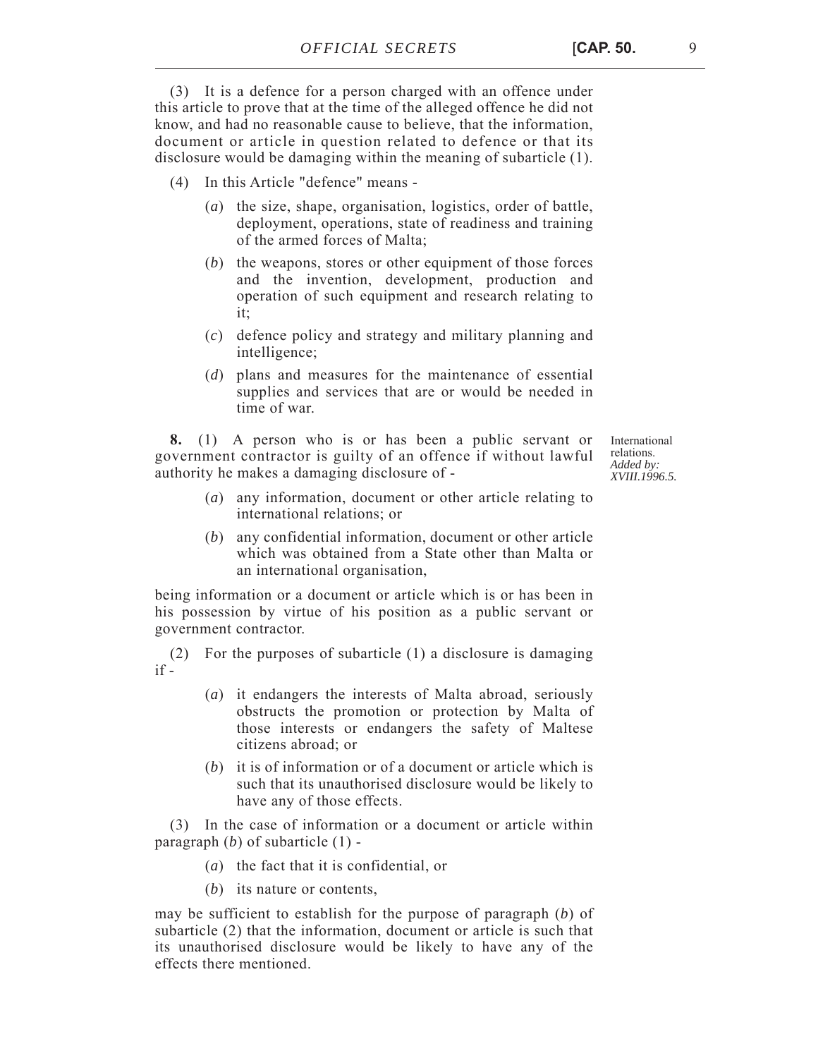(3) It is a defence for a person charged with an offence under this article to prove that at the time of the alleged offence he did not know, and had no reasonable cause to believe, that the information, document or article in question related to defence or that its disclosure would be damaging within the meaning of subarticle (1).

(4) In this Article "defence" means -

(*a*) the size, shape, organisation, logistics, order of battle, deployment, operations, state of readiness and training of the armed forces of Malta;

(*b*) the weapons, stores or other equipment of those forces and the invention, development, production and operation of such equipment and research relating to it;

(*c*) defence policy and strategy and military planning and intelligence;

(*d*) plans and measures for the maintenance of essential supplies and services that are or would be needed in time of war.

International relations. *Added by: XVIII.1996.5.*

**8.** (1) A person who is or has been a public servant or government contractor is guilty of an offence if without lawful authority he makes a damaging disclosure of -

(*a*) any information, document or other article relating to international relations; or

(*b*) any confidential information, document or other article which was obtained from a State other than Malta or an international organisation,

being information or a document or article which is or has been in his possession by virtue of his position as a public servant or government contractor.

(2) For the purposes of subarticle (1) a disclosure is damaging if -

(*a*) it endangers the interests of Malta abroad, seriously obstructs the promotion or protection by Malta of those interests or endangers the safety of Maltese citizens abroad; or

(*b*) it is of information or of a document or article which is such that its unauthorised disclosure would be likely to have any of those effects.

(3) In the case of information or a document or article within paragraph (*b*) of subarticle (1) -

(*a*) the fact that it is confidential, or

(*b*) its nature or contents,

may be sufficient to establish for the purpose of paragraph (*b*) of subarticle (2) that the information, document or article is such that its unauthorised disclosure would be likely to have any of the effects there mentioned.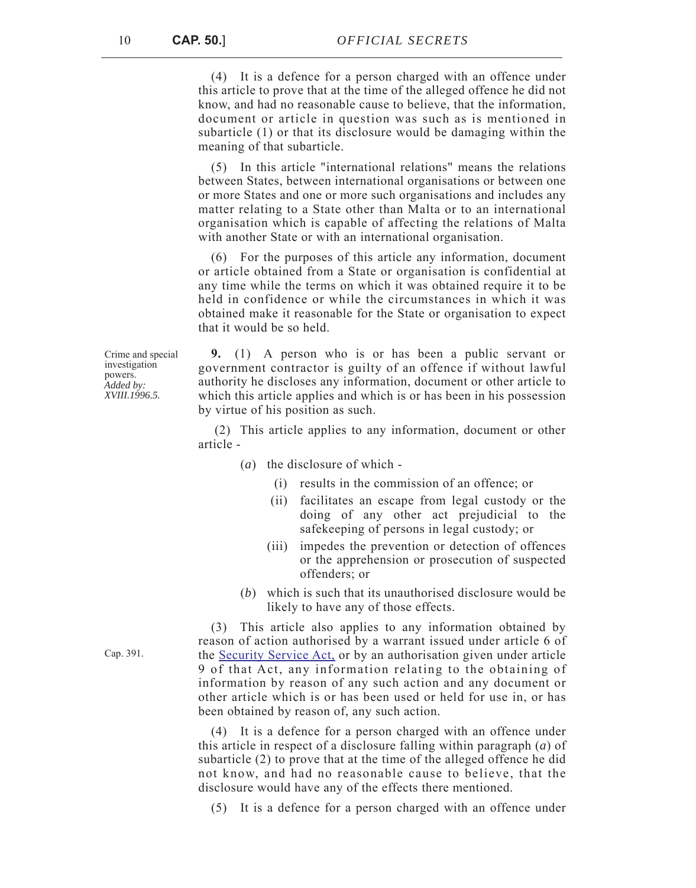(4) It is a defence for a person charged with an offence under this article to prove that at the time of the alleged offence he did not know, and had no reasonable cause to believe, that the information, document or article in question was such as is mentioned in subarticle (1) or that its disclosure would be damaging within the meaning of that subarticle.

(5) In this article "international relations" means the relations between States, between international organisations or between one or more States and one or more such organisations and includes any matter relating to a State other than Malta or to an international organisation which is capable of affecting the relations of Malta with another State or with an international organisation.

(6) For the purposes of this article any information, document or article obtained from a State or organisation is confidential at any time while the terms on which it was obtained require it to be held in confidence or while the circumstances in which it was obtained make it reasonable for the State or organisation to expect that it would be so held.

Crime and special investigation powers.
*Added by: XVIII.1996.5.*

**9.** (1) A person who is or has been a public servant or government contractor is guilty of an offence if without lawful authority he discloses any information, document or other article to which this article applies and which is or has been in his possession by virtue of his position as such.

(2) This article applies to any information, document or other article -

(*a*) the disclosure of which -

(i) results in the commission of an offence; or

(ii) facilitates an escape from legal custody or the doing of any other act prejudicial to the safekeeping of persons in legal custody; or

(iii) impedes the prevention or detection of offences or the apprehension or prosecution of suspected offenders; or

(*b*) which is such that its unauthorised disclosure would be likely to have any of those effects.

Cap. 391.

(3) This article also applies to any information obtained by reason of action authorised by a warrant issued under article 6 of the Security Service Act, or by an authorisation given under article 9 of that Act, any information relating to the obtaining of information by reason of any such action and any document or other article which is or has been used or held for use in, or has been obtained by reason of, any such action.

(4) It is a defence for a person charged with an offence under this article in respect of a disclosure falling within paragraph (*a*) of subarticle (2) to prove that at the time of the alleged offence he did not know, and had no reasonable cause to believe, that the disclosure would have any of the effects there mentioned.

(5) It is a defence for a person charged with an offence under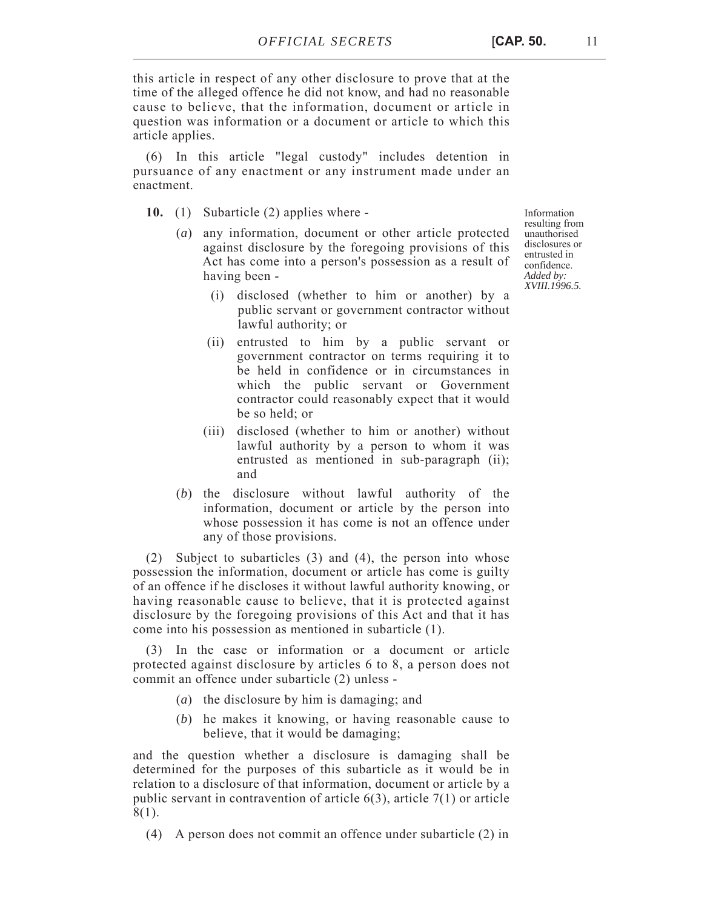this article in respect of any other disclosure to prove that at the time of the alleged offence he did not know, and had no reasonable cause to believe, that the information, document or article in question was information or a document or article to which this article applies.

(6) In this article "legal custody" includes detention in pursuance of any enactment or any instrument made under an enactment.

Information resulting from unauthorised disclosures or entrusted in confidence. *Added by: XVIII.1996.5.*

**10.** (1) Subarticle (2) applies where -

(*a*) any information, document or other article protected against disclosure by the foregoing provisions of this Act has come into a person's possession as a result of having been -

(i) disclosed (whether to him or another) by a public servant or government contractor without lawful authority; or

(ii) entrusted to him by a public servant or government contractor on terms requiring it to be held in confidence or in circumstances in which the public servant or Government contractor could reasonably expect that it would be so held; or

(iii) disclosed (whether to him or another) without lawful authority by a person to whom it was entrusted as mentioned in sub-paragraph (ii); and

(*b*) the disclosure without lawful authority of the information, document or article by the person into whose possession it has come is not an offence under any of those provisions.

(2) Subject to subarticles (3) and (4), the person into whose possession the information, document or article has come is guilty of an offence if he discloses it without lawful authority knowing, or having reasonable cause to believe, that it is protected against disclosure by the foregoing provisions of this Act and that it has come into his possession as mentioned in subarticle (1).

(3) In the case or information or a document or article protected against disclosure by articles 6 to 8, a person does not commit an offence under subarticle (2) unless -

(*a*) the disclosure by him is damaging; and

(*b*) he makes it knowing, or having reasonable cause to believe, that it would be damaging;

and the question whether a disclosure is damaging shall be determined for the purposes of this subarticle as it would be in relation to a disclosure of that information, document or article by a public servant in contravention of article 6(3), article 7(1) or article 8(1).

(4) A person does not commit an offence under subarticle (2) in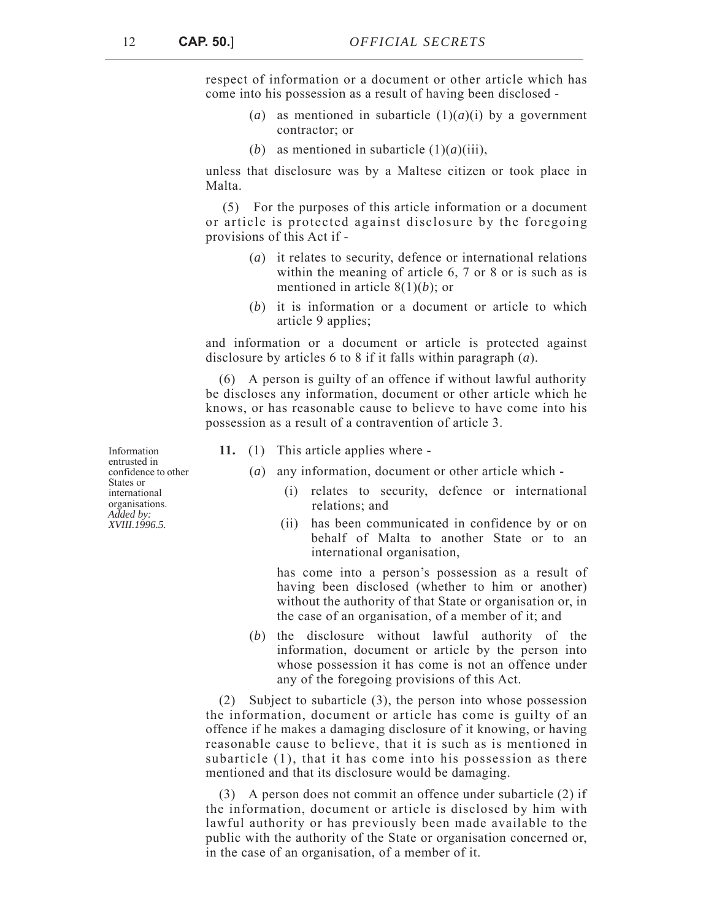respect of information or a document or other article which has come into his possession as a result of having been disclosed -

(*a*) as mentioned in subarticle (1)(*a*)(i) by a government contractor; or

(*b*) as mentioned in subarticle (1)(*a*)(iii),

unless that disclosure was by a Maltese citizen or took place in Malta.

(5) For the purposes of this article information or a document or article is protected against disclosure by the foregoing provisions of this Act if -

(*a*) it relates to security, defence or international relations within the meaning of article 6, 7 or 8 or is such as is mentioned in article 8(1)(*b*); or

(*b*) it is information or a document or article to which article 9 applies;

and information or a document or article is protected against disclosure by articles 6 to 8 if it falls within paragraph (*a*).

(6) A person is guilty of an offence if without lawful authority be discloses any information, document or other article which he knows, or has reasonable cause to believe to have come into his possession as a result of a contravention of article 3.

Information entrusted in confidence to other States or international organisations.
*Added by: XVIII.1996.5.*

**11.** (1) This article applies where -

(*a*) any information, document or other article which -

(i) relates to security, defence or international relations; and

(ii) has been communicated in confidence by or on behalf of Malta to another State or to an international organisation,

has come into a person's possession as a result of having been disclosed (whether to him or another) without the authority of that State or organisation or, in the case of an organisation, of a member of it; and

(*b*) the disclosure without lawful authority of the information, document or article by the person into whose possession it has come is not an offence under any of the foregoing provisions of this Act.

(2) Subject to subarticle (3), the person into whose possession the information, document or article has come is guilty of an offence if he makes a damaging disclosure of it knowing, or having reasonable cause to believe, that it is such as is mentioned in subarticle (1), that it has come into his possession as there mentioned and that its disclosure would be damaging.

(3) A person does not commit an offence under subarticle (2) if the information, document or article is disclosed by him with lawful authority or has previously been made available to the public with the authority of the State or organisation concerned or, in the case of an organisation, of a member of it.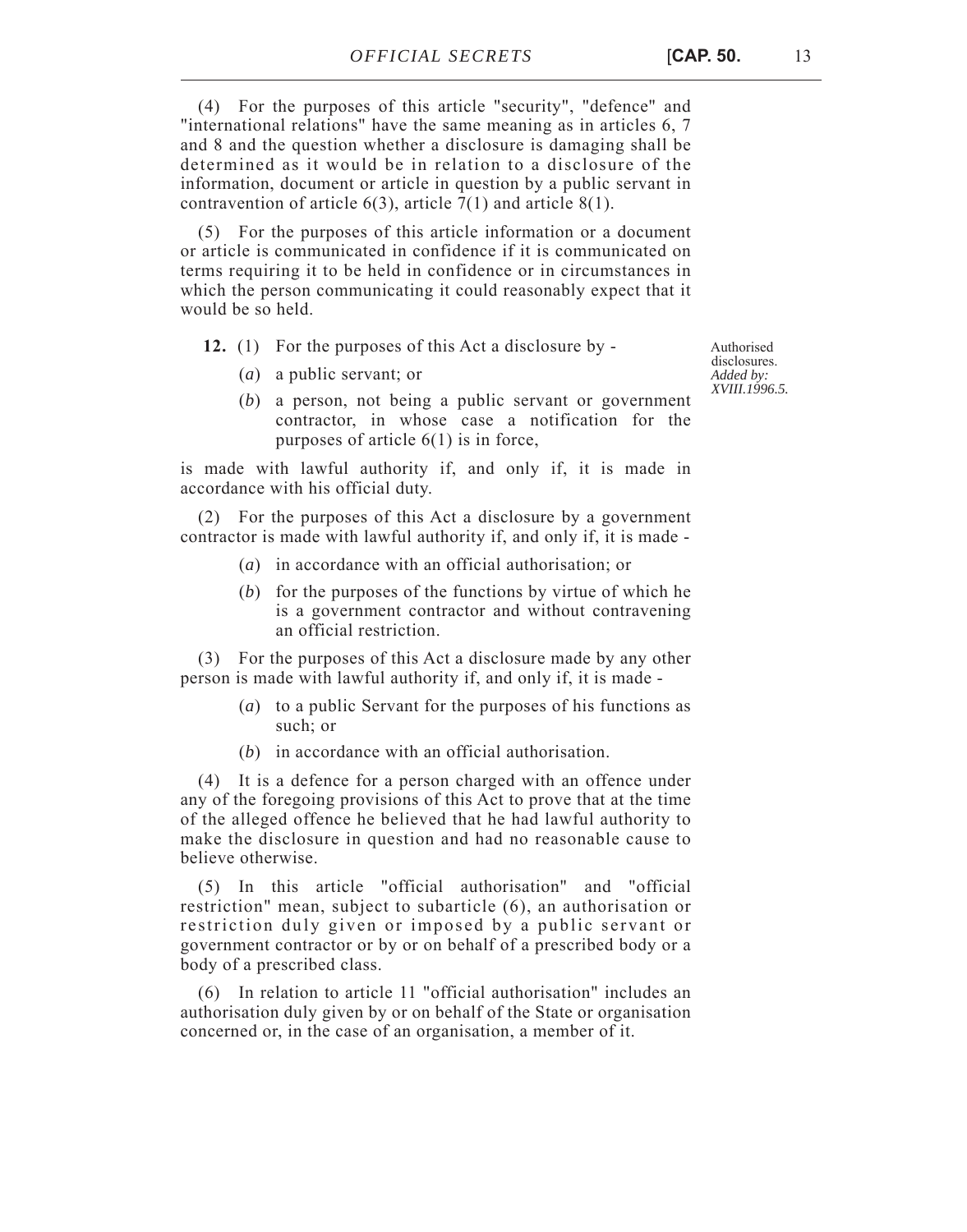(4) For the purposes of this article "security", "defence" and "international relations" have the same meaning as in articles 6, 7 and 8 and the question whether a disclosure is damaging shall be determined as it would be in relation to a disclosure of the information, document or article in question by a public servant in contravention of article 6(3), article 7(1) and article 8(1).

(5) For the purposes of this article information or a document or article is communicated in confidence if it is communicated on terms requiring it to be held in confidence or in circumstances in which the person communicating it could reasonably expect that it would be so held.

Authorised disclosures.
*Added by: XVIII.1996.5.*

**12.** (1) For the purposes of this Act a disclosure by -

(*a*) a public servant; or

(*b*) a person, not being a public servant or government contractor, in whose case a notification for the purposes of article 6(1) is in force,

is made with lawful authority if, and only if, it is made in accordance with his official duty.

(2) For the purposes of this Act a disclosure by a government contractor is made with lawful authority if, and only if, it is made -

(*a*) in accordance with an official authorisation; or

(*b*) for the purposes of the functions by virtue of which he is a government contractor and without contravening an official restriction.

(3) For the purposes of this Act a disclosure made by any other person is made with lawful authority if, and only if, it is made -

(*a*) to a public Servant for the purposes of his functions as such; or

(*b*) in accordance with an official authorisation.

(4) It is a defence for a person charged with an offence under any of the foregoing provisions of this Act to prove that at the time of the alleged offence he believed that he had lawful authority to make the disclosure in question and had no reasonable cause to believe otherwise.

(5) In this article "official authorisation" and "official restriction" mean, subject to subarticle (6), an authorisation or restriction duly given or imposed by a public servant or government contractor or by or on behalf of a prescribed body or a body of a prescribed class.

(6) In relation to article 11 "official authorisation" includes an authorisation duly given by or on behalf of the State or organisation concerned or, in the case of an organisation, a member of it.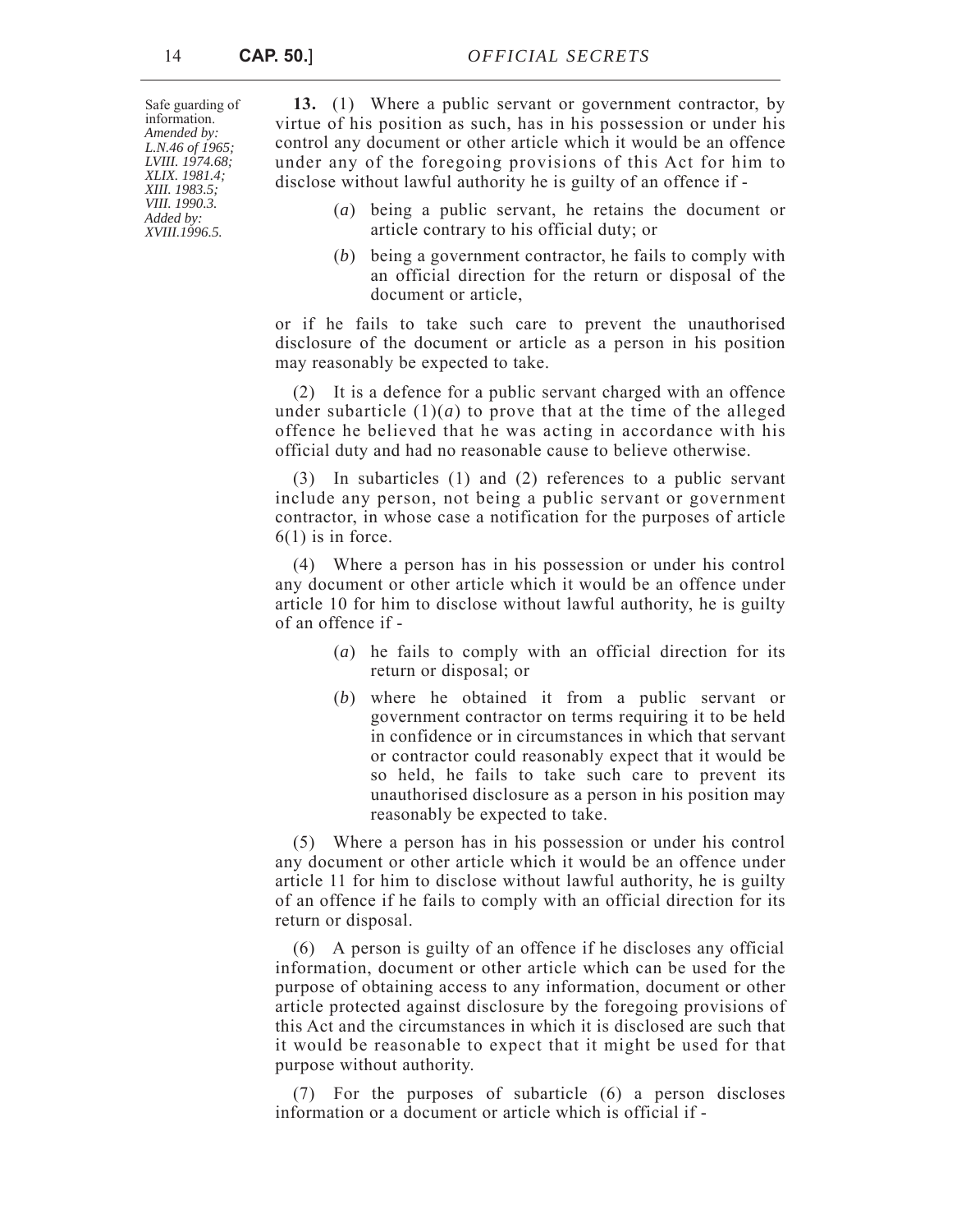Safe guarding of information.
*Amended by:*
*L.N.46 of 1965;*
*LVIII. 1974.68;*
*XLIX. 1981.4;*
*XIII. 1983.5;*
*VIII. 1990.3.*
*Added by:*
*XVIII.1996.5.*

**13.** (1) Where a public servant or government contractor, by virtue of his position as such, has in his possession or under his control any document or other article which it would be an offence under any of the foregoing provisions of this Act for him to disclose without lawful authority he is guilty of an offence if -

(*a*) being a public servant, he retains the document or article contrary to his official duty; or

(*b*) being a government contractor, he fails to comply with an official direction for the return or disposal of the document or article,

or if he fails to take such care to prevent the unauthorised disclosure of the document or article as a person in his position may reasonably be expected to take.

(2) It is a defence for a public servant charged with an offence under subarticle (1)(*a*) to prove that at the time of the alleged offence he believed that he was acting in accordance with his official duty and had no reasonable cause to believe otherwise.

(3) In subarticles (1) and (2) references to a public servant include any person, not being a public servant or government contractor, in whose case a notification for the purposes of article 6(1) is in force.

(4) Where a person has in his possession or under his control any document or other article which it would be an offence under article 10 for him to disclose without lawful authority, he is guilty of an offence if -

(*a*) he fails to comply with an official direction for its return or disposal; or

(*b*) where he obtained it from a public servant or government contractor on terms requiring it to be held in confidence or in circumstances in which that servant or contractor could reasonably expect that it would be so held, he fails to take such care to prevent its unauthorised disclosure as a person in his position may reasonably be expected to take.

(5) Where a person has in his possession or under his control any document or other article which it would be an offence under article 11 for him to disclose without lawful authority, he is guilty of an offence if he fails to comply with an official direction for its return or disposal.

(6) A person is guilty of an offence if he discloses any official information, document or other article which can be used for the purpose of obtaining access to any information, document or other article protected against disclosure by the foregoing provisions of this Act and the circumstances in which it is disclosed are such that it would be reasonable to expect that it might be used for that purpose without authority.

(7) For the purposes of subarticle (6) a person discloses information or a document or article which is official if -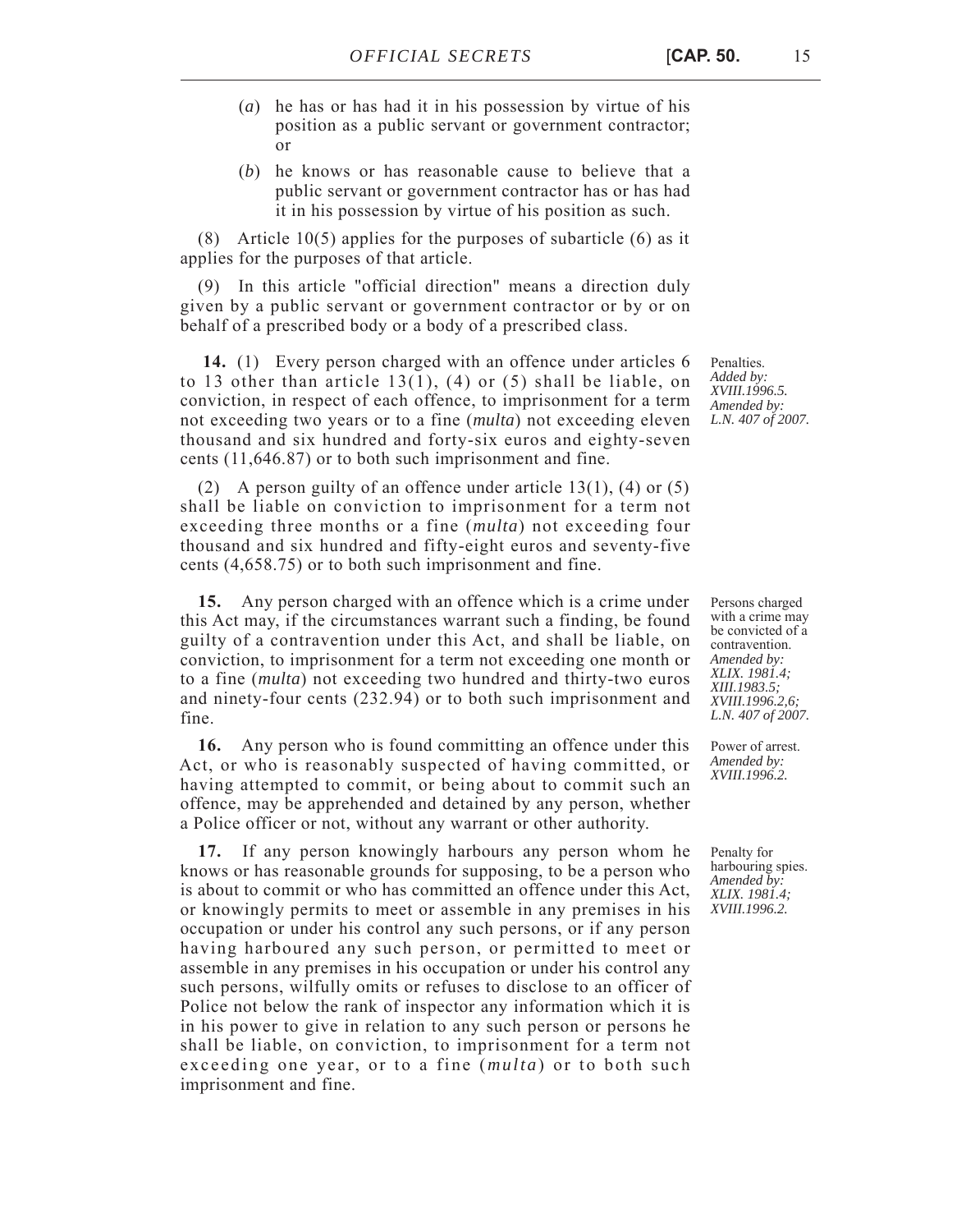(*a*) he has or has had it in his possession by virtue of his position as a public servant or government contractor; or

(*b*) he knows or has reasonable cause to believe that a public servant or government contractor has or has had it in his possession by virtue of his position as such.

(8) Article 10(5) applies for the purposes of subarticle (6) as it applies for the purposes of that article.

(9) In this article "official direction" means a direction duly given by a public servant or government contractor or by or on behalf of a prescribed body or a body of a prescribed class.

Penalties.
*Added by: XVIII.1996.5.*
*Amended by: L.N. 407 of 2007.*

**14.** (1) Every person charged with an offence under articles 6 to 13 other than article 13(1), (4) or (5) shall be liable, on conviction, in respect of each offence, to imprisonment for a term not exceeding two years or to a fine (*multa*) not exceeding eleven thousand and six hundred and forty-six euros and eighty-seven cents (11,646.87) or to both such imprisonment and fine.

(2) A person guilty of an offence under article 13(1), (4) or (5) shall be liable on conviction to imprisonment for a term not exceeding three months or a fine (*multa*) not exceeding four thousand and six hundred and fifty-eight euros and seventy-five cents (4,658.75) or to both such imprisonment and fine.

Persons charged with a crime may be convicted of a contravention.
*Amended by: XLIX. 1981.4; XIII.1983.5; XVIII.1996.2,6; L.N. 407 of 2007.*

**15.** Any person charged with an offence which is a crime under this Act may, if the circumstances warrant such a finding, be found guilty of a contravention under this Act, and shall be liable, on conviction, to imprisonment for a term not exceeding one month or to a fine (*multa*) not exceeding two hundred and thirty-two euros and ninety-four cents (232.94) or to both such imprisonment and fine.

Power of arrest.
*Amended by: XVIII.1996.2.*

**16.** Any person who is found committing an offence under this Act, or who is reasonably suspected of having committed, or having attempted to commit, or being about to commit such an offence, may be apprehended and detained by any person, whether a Police officer or not, without any warrant or other authority.

Penalty for harbouring spies.
*Amended by: XLIX. 1981.4; XVIII.1996.2.*

**17.** If any person knowingly harbours any person whom he knows or has reasonable grounds for supposing, to be a person who is about to commit or who has committed an offence under this Act, or knowingly permits to meet or assemble in any premises in his occupation or under his control any such persons, or if any person having harboured any such person, or permitted to meet or assemble in any premises in his occupation or under his control any such persons, wilfully omits or refuses to disclose to an officer of Police not below the rank of inspector any information which it is in his power to give in relation to any such person or persons he shall be liable, on conviction, to imprisonment for a term not exceeding one year, or to a fine (*multa*) or to both such imprisonment and fine.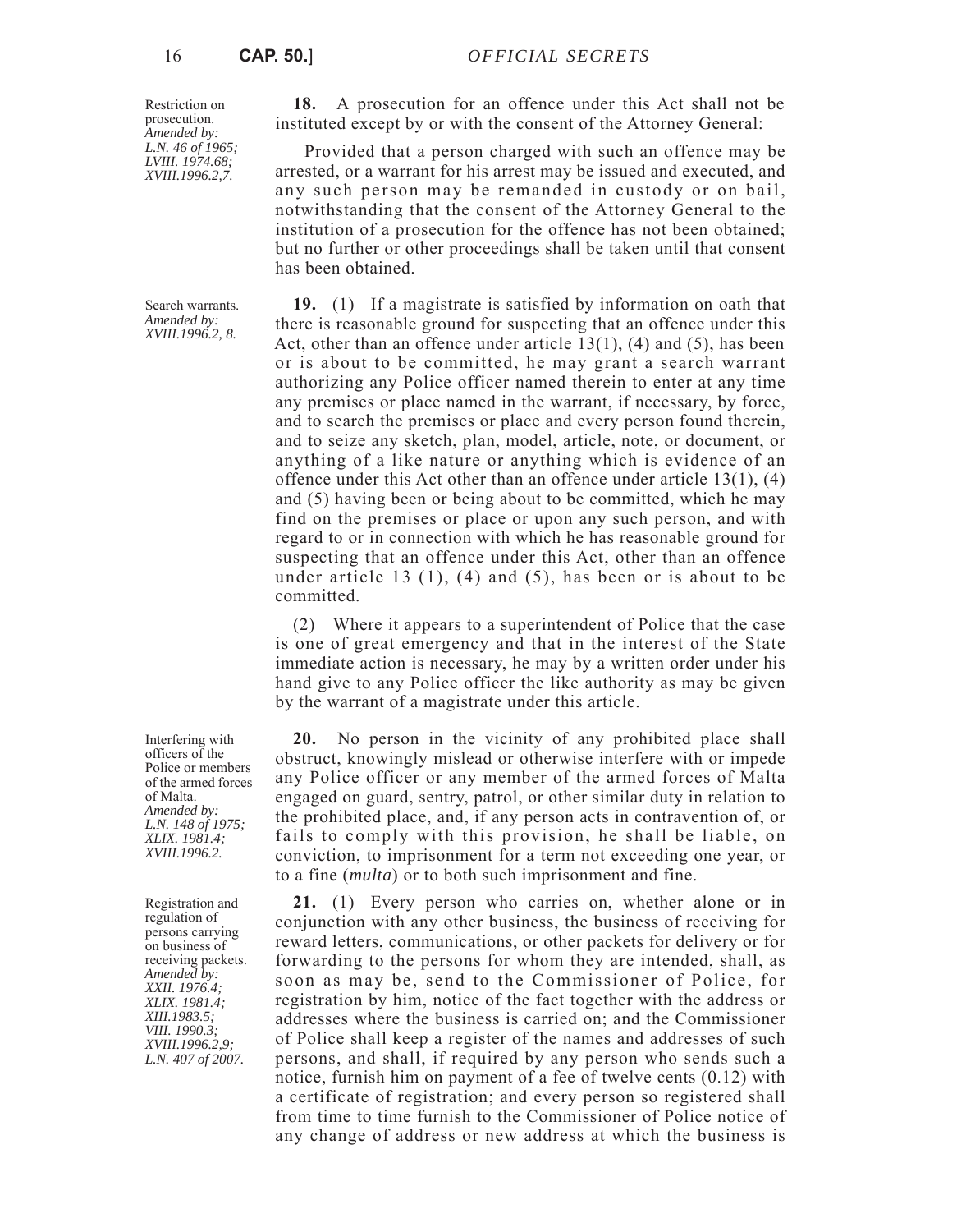Restriction on prosecution.
*Amended by: L.N. 46 of 1965; LVIII. 1974.68; XVIII.1996.2,7.*

**18.** A prosecution for an offence under this Act shall not be instituted except by or with the consent of the Attorney General:

Provided that a person charged with such an offence may be arrested, or a warrant for his arrest may be issued and executed, and any such person may be remanded in custody or on bail, notwithstanding that the consent of the Attorney General to the institution of a prosecution for the offence has not been obtained; but no further or other proceedings shall be taken until that consent has been obtained.

Search warrants.
*Amended by: XVIII.1996.2, 8.*

**19.** (1) If a magistrate is satisfied by information on oath that there is reasonable ground for suspecting that an offence under this Act, other than an offence under article 13(1), (4) and (5), has been or is about to be committed, he may grant a search warrant authorizing any Police officer named therein to enter at any time any premises or place named in the warrant, if necessary, by force, and to search the premises or place and every person found therein, and to seize any sketch, plan, model, article, note, or document, or anything of a like nature or anything which is evidence of an offence under this Act other than an offence under article 13(1), (4) and (5) having been or being about to be committed, which he may find on the premises or place or upon any such person, and with regard to or in connection with which he has reasonable ground for suspecting that an offence under this Act, other than an offence under article 13 (1), (4) and (5), has been or is about to be committed.

(2) Where it appears to a superintendent of Police that the case is one of great emergency and that in the interest of the State immediate action is necessary, he may by a written order under his hand give to any Police officer the like authority as may be given by the warrant of a magistrate under this article.

Interfering with officers of the Police or members of the armed forces of Malta.
*Amended by: L.N. 148 of 1975; XLIX. 1981.4; XVIII.1996.2.*

**20.** No person in the vicinity of any prohibited place shall obstruct, knowingly mislead or otherwise interfere with or impede any Police officer or any member of the armed forces of Malta engaged on guard, sentry, patrol, or other similar duty in relation to the prohibited place, and, if any person acts in contravention of, or fails to comply with this provision, he shall be liable, on conviction, to imprisonment for a term not exceeding one year, or to a fine (*multa*) or to both such imprisonment and fine.

Registration and regulation of persons carrying on business of receiving packets.
*Amended by: XXII. 1976.4; XLIX. 1981.4; XIII.1983.5; VIII. 1990.3; XVIII.1996.2,9; L.N. 407 of 2007.*

**21.** (1) Every person who carries on, whether alone or in conjunction with any other business, the business of receiving for reward letters, communications, or other packets for delivery or for forwarding to the persons for whom they are intended, shall, as soon as may be, send to the Commissioner of Police, for registration by him, notice of the fact together with the address or addresses where the business is carried on; and the Commissioner of Police shall keep a register of the names and addresses of such persons, and shall, if required by any person who sends such a notice, furnish him on payment of a fee of twelve cents (0.12) with a certificate of registration; and every person so registered shall from time to time furnish to the Commissioner of Police notice of any change of address or new address at which the business is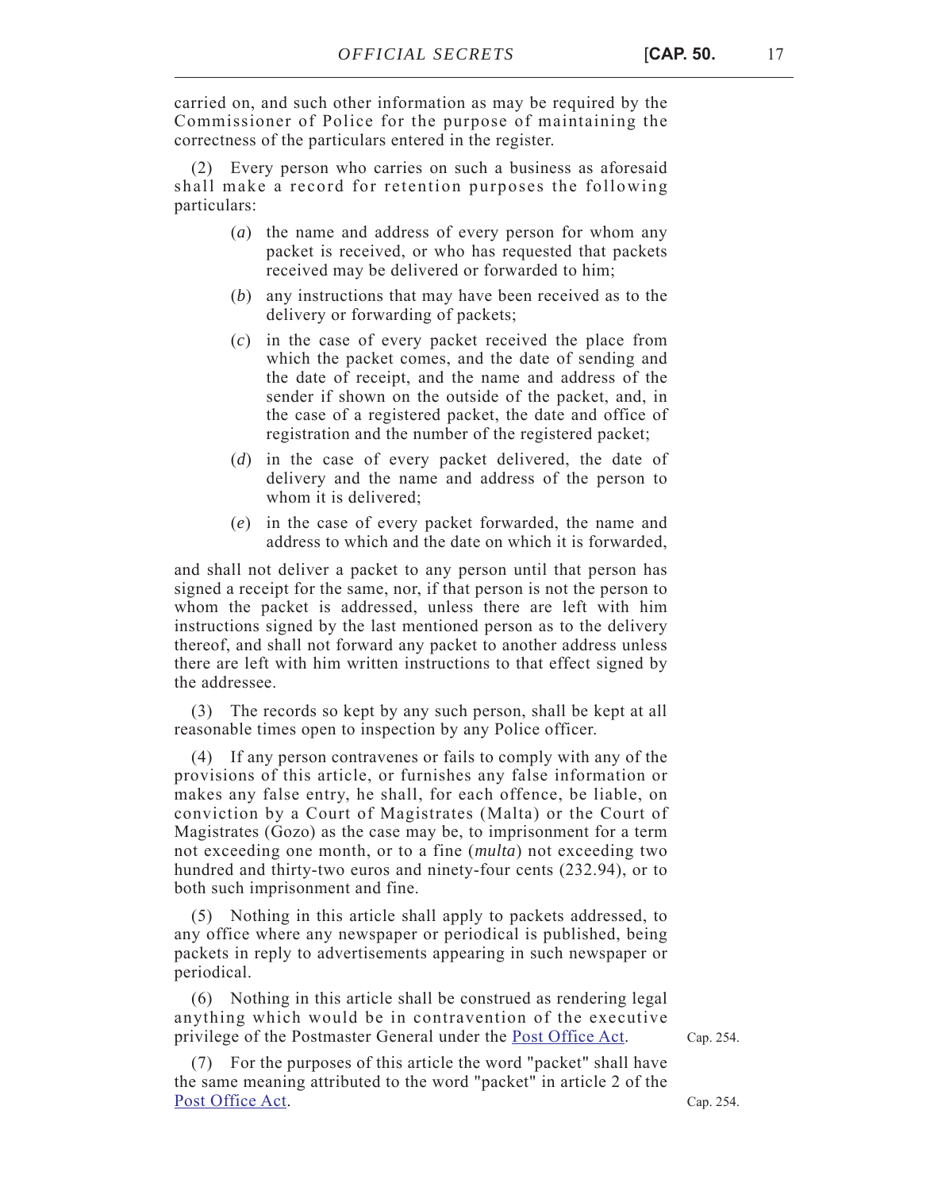carried on, and such other information as may be required by the Commissioner of Police for the purpose of maintaining the correctness of the particulars entered in the register.

(2) Every person who carries on such a business as aforesaid shall make a record for retention purposes the following particulars:

(*a*) the name and address of every person for whom any packet is received, or who has requested that packets received may be delivered or forwarded to him;

(*b*) any instructions that may have been received as to the delivery or forwarding of packets;

(*c*) in the case of every packet received the place from which the packet comes, and the date of sending and the date of receipt, and the name and address of the sender if shown on the outside of the packet, and, in the case of a registered packet, the date and office of registration and the number of the registered packet;

(*d*) in the case of every packet delivered, the date of delivery and the name and address of the person to whom it is delivered;

(*e*) in the case of every packet forwarded, the name and address to which and the date on which it is forwarded,

and shall not deliver a packet to any person until that person has signed a receipt for the same, nor, if that person is not the person to whom the packet is addressed, unless there are left with him instructions signed by the last mentioned person as to the delivery thereof, and shall not forward any packet to another address unless there are left with him written instructions to that effect signed by the addressee.

(3) The records so kept by any such person, shall be kept at all reasonable times open to inspection by any Police officer.

(4) If any person contravenes or fails to comply with any of the provisions of this article, or furnishes any false information or makes any false entry, he shall, for each offence, be liable, on conviction by a Court of Magistrates (Malta) or the Court of Magistrates (Gozo) as the case may be, to imprisonment for a term not exceeding one month, or to a fine (*multa*) not exceeding two hundred and thirty-two euros and ninety-four cents (232.94), or to both such imprisonment and fine.

(5) Nothing in this article shall apply to packets addressed, to any office where any newspaper or periodical is published, being packets in reply to advertisements appearing in such newspaper or periodical.

(6) Nothing in this article shall be construed as rendering legal anything which would be in contravention of the executive privilege of the Postmaster General under the Post Office Act.

Cap. 254.

(7) For the purposes of this article the word "packet" shall have the same meaning attributed to the word "packet" in article 2 of the Post Office Act.

Cap. 254.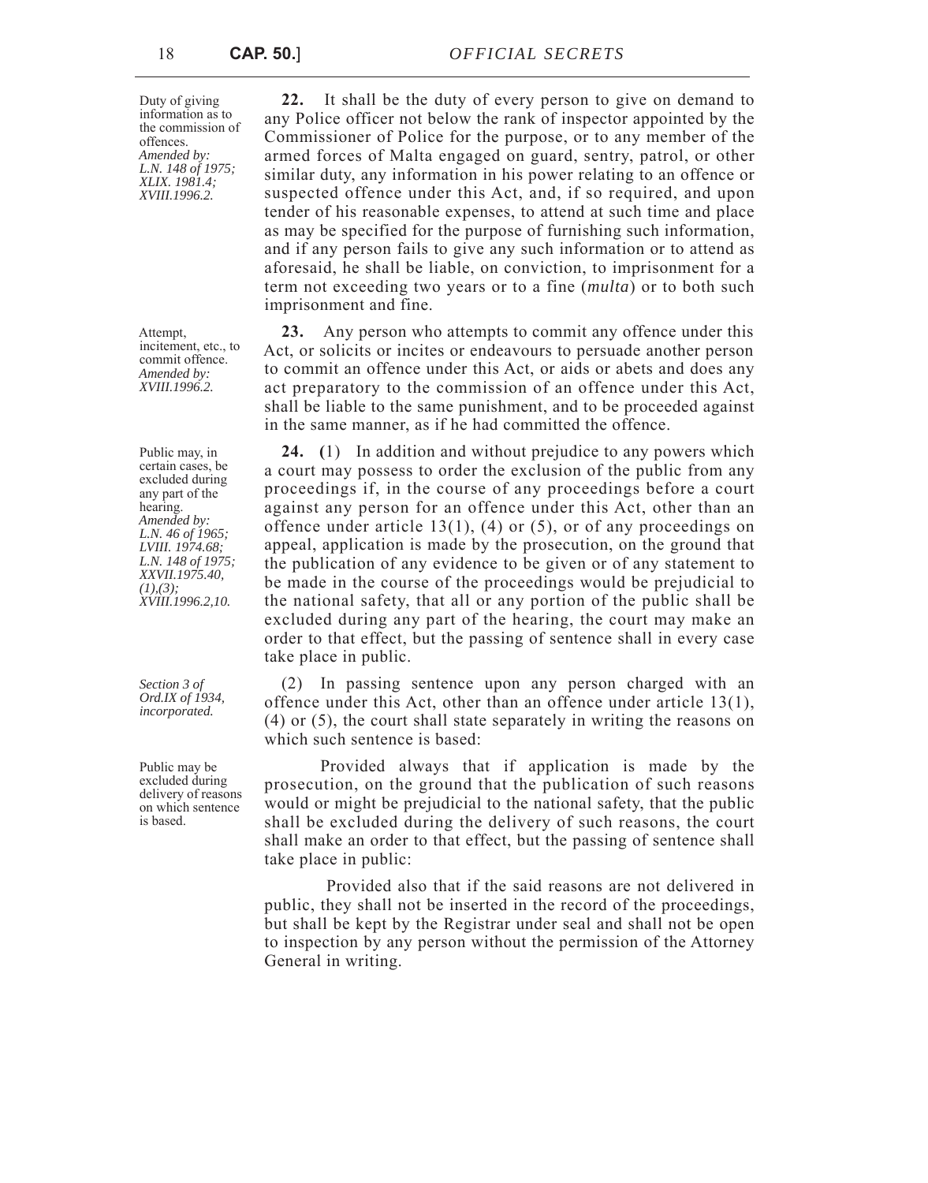Duty of giving information as to the commission of offences.
*Amended by: L.N. 148 of 1975; XLIX. 1981.4; XVIII.1996.2.*

**22.** It shall be the duty of every person to give on demand to any Police officer not below the rank of inspector appointed by the Commissioner of Police for the purpose, or to any member of the armed forces of Malta engaged on guard, sentry, patrol, or other similar duty, any information in his power relating to an offence or suspected offence under this Act, and, if so required, and upon tender of his reasonable expenses, to attend at such time and place as may be specified for the purpose of furnishing such information, and if any person fails to give any such information or to attend as aforesaid, he shall be liable, on conviction, to imprisonment for a term not exceeding two years or to a fine (*multa*) or to both such imprisonment and fine.

Attempt, incitement, etc., to commit offence.
*Amended by: XVIII.1996.2.*

**23.** Any person who attempts to commit any offence under this Act, or solicits or incites or endeavours to persuade another person to commit an offence under this Act, or aids or abets and does any act preparatory to the commission of an offence under this Act, shall be liable to the same punishment, and to be proceeded against in the same manner, as if he had committed the offence.

Public may, in certain cases, be excluded during any part of the hearing.
*Amended by: L.N. 46 of 1965; LVIII. 1974.68; L.N. 148 of 1975; XXVII.1975.40, (1),(3); XVIII.1996.2,10.*

**24.** (1) In addition and without prejudice to any powers which a court may possess to order the exclusion of the public from any proceedings if, in the course of any proceedings before a court against any person for an offence under this Act, other than an offence under article 13(1), (4) or (5), or of any proceedings on appeal, application is made by the prosecution, on the ground that the publication of any evidence to be given or of any statement to be made in the course of the proceedings would be prejudicial to the national safety, that all or any portion of the public shall be excluded during any part of the hearing, the court may make an order to that effect, but the passing of sentence shall in every case take place in public.

*Section 3 of Ord.IX of 1934, incorporated.*

(2) In passing sentence upon any person charged with an offence under this Act, other than an offence under article 13(1), (4) or (5), the court shall state separately in writing the reasons on which such sentence is based:

Public may be excluded during delivery of reasons on which sentence is based.

Provided always that if application is made by the prosecution, on the ground that the publication of such reasons would or might be prejudicial to the national safety, that the public shall be excluded during the delivery of such reasons, the court shall make an order to that effect, but the passing of sentence shall take place in public:

Provided also that if the said reasons are not delivered in public, they shall not be inserted in the record of the proceedings, but shall be kept by the Registrar under seal and shall not be open to inspection by any person without the permission of the Attorney General in writing.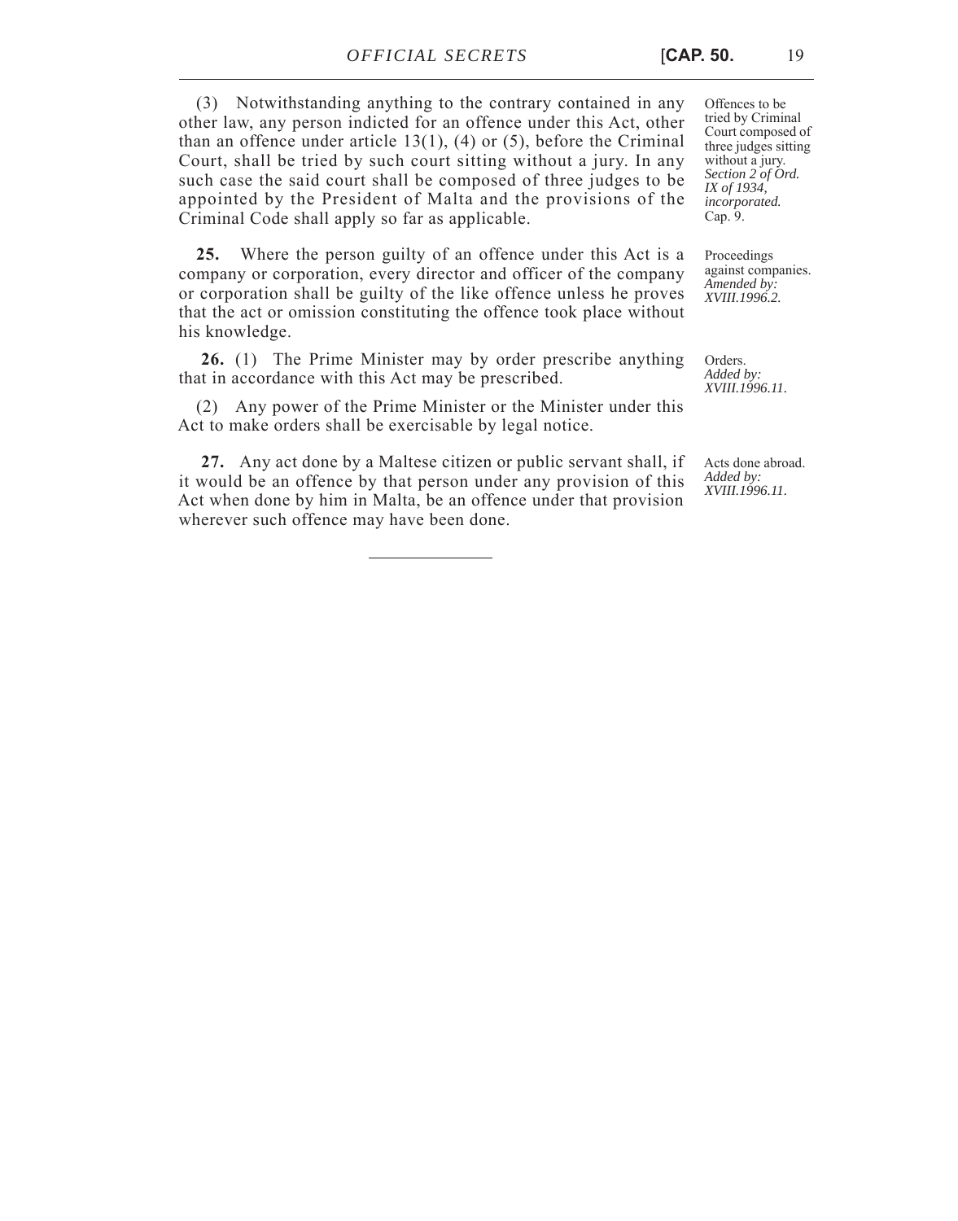(3) Notwithstanding anything to the contrary contained in any other law, any person indicted for an offence under this Act, other than an offence under article 13(1), (4) or (5), before the Criminal Court, shall be tried by such court sitting without a jury. In any such case the said court shall be composed of three judges to be appointed by the President of Malta and the provisions of the Criminal Code shall apply so far as applicable.

Offences to be tried by Criminal Court composed of three judges sitting without a jury. *Section 2 of Ord. IX of 1934, incorporated.* Cap. 9.

**25.** Where the person guilty of an offence under this Act is a company or corporation, every director and officer of the company or corporation shall be guilty of the like offence unless he proves that the act or omission constituting the offence took place without his knowledge.

Proceedings against companies. *Amended by: XVIII.1996.2.*

**26.** (1) The Prime Minister may by order prescribe anything that in accordance with this Act may be prescribed.

Orders. *Added by: XVIII.1996.11.*

(2) Any power of the Prime Minister or the Minister under this Act to make orders shall be exercisable by legal notice.

**27.** Any act done by a Maltese citizen or public servant shall, if it would be an offence by that person under any provision of this Act when done by him in Malta, be an offence under that provision wherever such offence may have been done.

Acts done abroad. *Added by: XVIII.1996.11.*